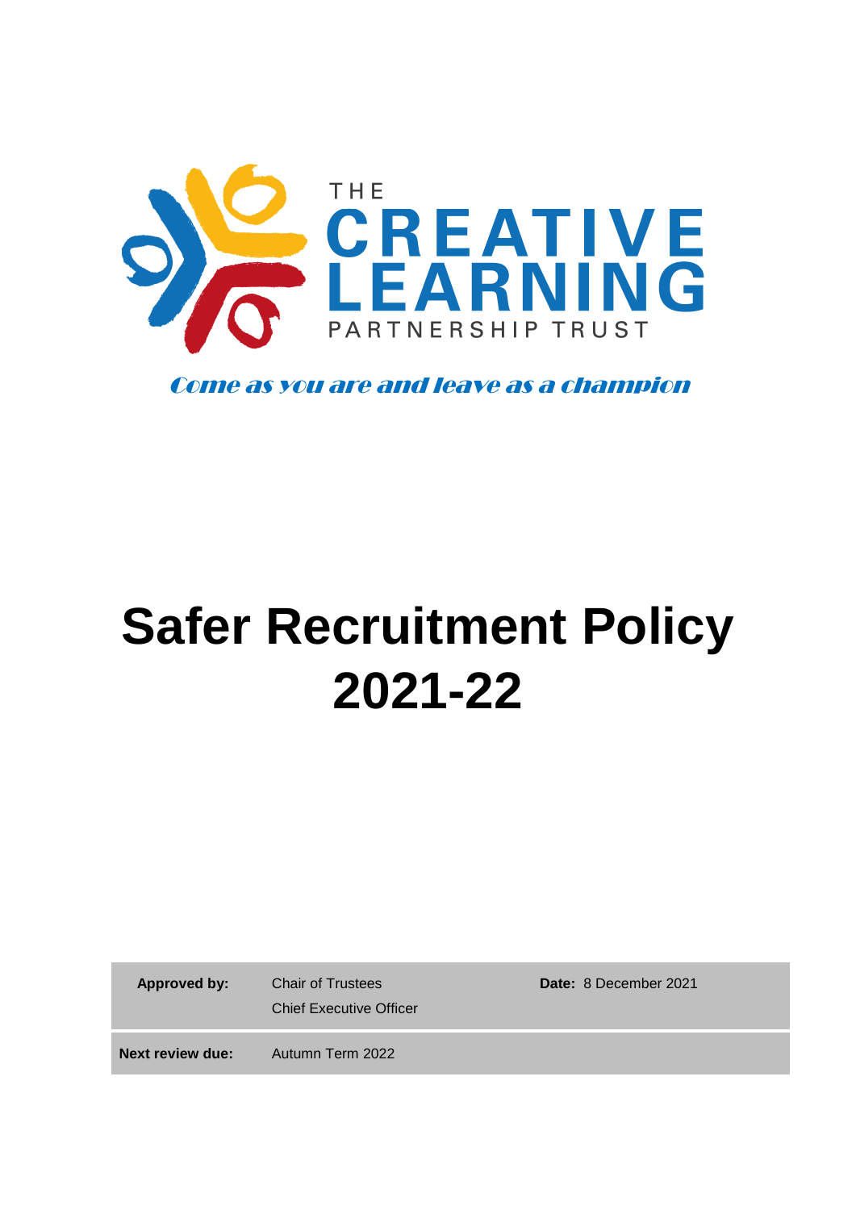THE CREATIVE LEARNING PARTNERSHIP TRUST

*Come as you are and leave as a champion*

# Safer Recruitment Policy 2021-22

| **Approved by:** | Chair of Trustees<br>Chief Executive Officer | **Date:** 8 December 2021 |
| --- | --- | --- |
| **Next review due:** | Autumn Term 2022 | |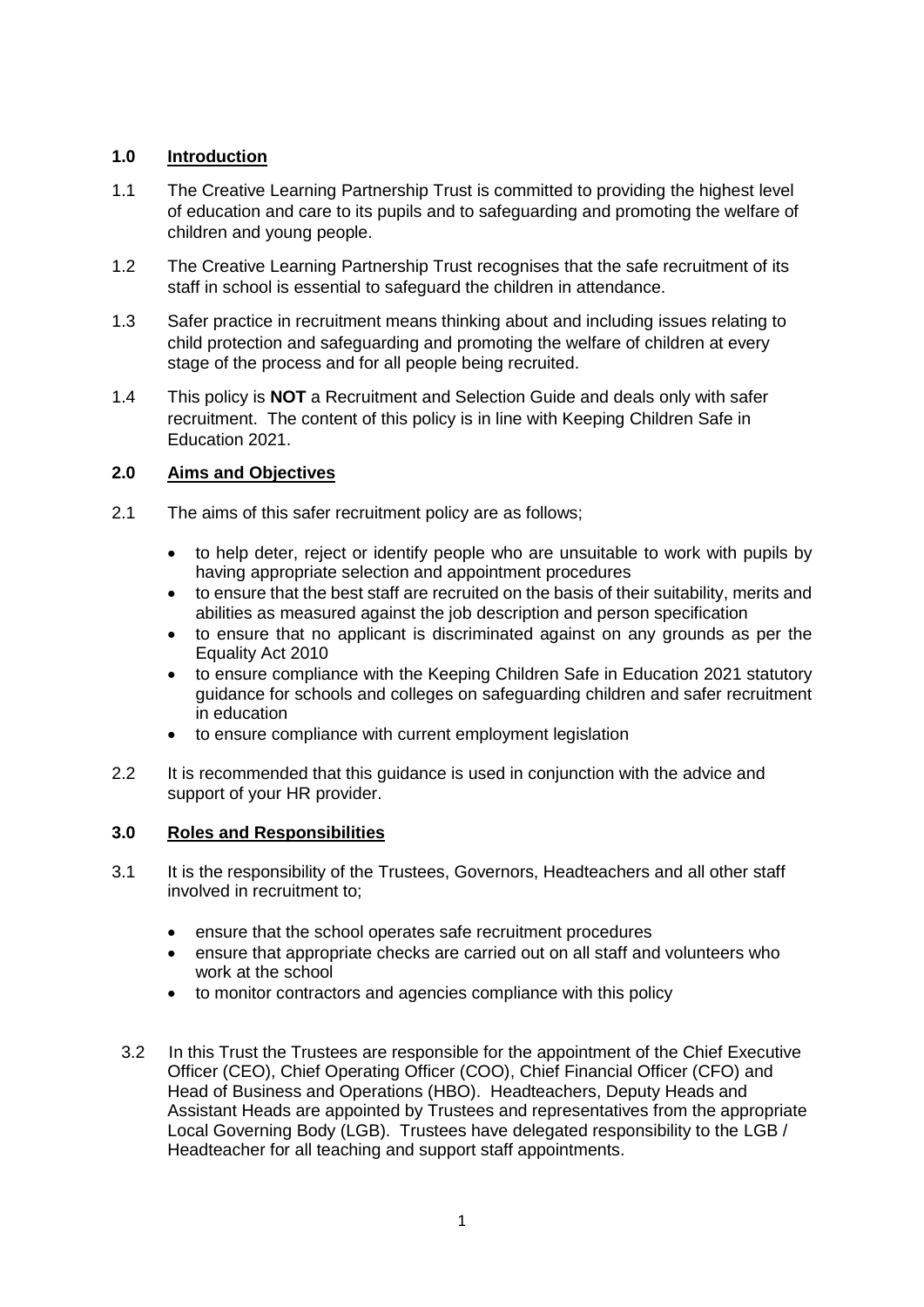## 1.0 Introduction

1.1 The Creative Learning Partnership Trust is committed to providing the highest level of education and care to its pupils and to safeguarding and promoting the welfare of children and young people.

1.2 The Creative Learning Partnership Trust recognises that the safe recruitment of its staff in school is essential to safeguard the children in attendance.

1.3 Safer practice in recruitment means thinking about and including issues relating to child protection and safeguarding and promoting the welfare of children at every stage of the process and for all people being recruited.

1.4 This policy is **NOT** a Recruitment and Selection Guide and deals only with safer recruitment. The content of this policy is in line with Keeping Children Safe in Education 2021.

## 2.0 Aims and Objectives

2.1 The aims of this safer recruitment policy are as follows;

- to help deter, reject or identify people who are unsuitable to work with pupils by having appropriate selection and appointment procedures
- to ensure that the best staff are recruited on the basis of their suitability, merits and abilities as measured against the job description and person specification
- to ensure that no applicant is discriminated against on any grounds as per the Equality Act 2010
- to ensure compliance with the Keeping Children Safe in Education 2021 statutory guidance for schools and colleges on safeguarding children and safer recruitment in education
- to ensure compliance with current employment legislation

2.2 It is recommended that this guidance is used in conjunction with the advice and support of your HR provider.

## 3.0 Roles and Responsibilities

3.1 It is the responsibility of the Trustees, Governors, Headteachers and all other staff involved in recruitment to;

- ensure that the school operates safe recruitment procedures
- ensure that appropriate checks are carried out on all staff and volunteers who work at the school
- to monitor contractors and agencies compliance with this policy

3.2 In this Trust the Trustees are responsible for the appointment of the Chief Executive Officer (CEO), Chief Operating Officer (COO), Chief Financial Officer (CFO) and Head of Business and Operations (HBO). Headteachers, Deputy Heads and Assistant Heads are appointed by Trustees and representatives from the appropriate Local Governing Body (LGB). Trustees have delegated responsibility to the LGB / Headteacher for all teaching and support staff appointments.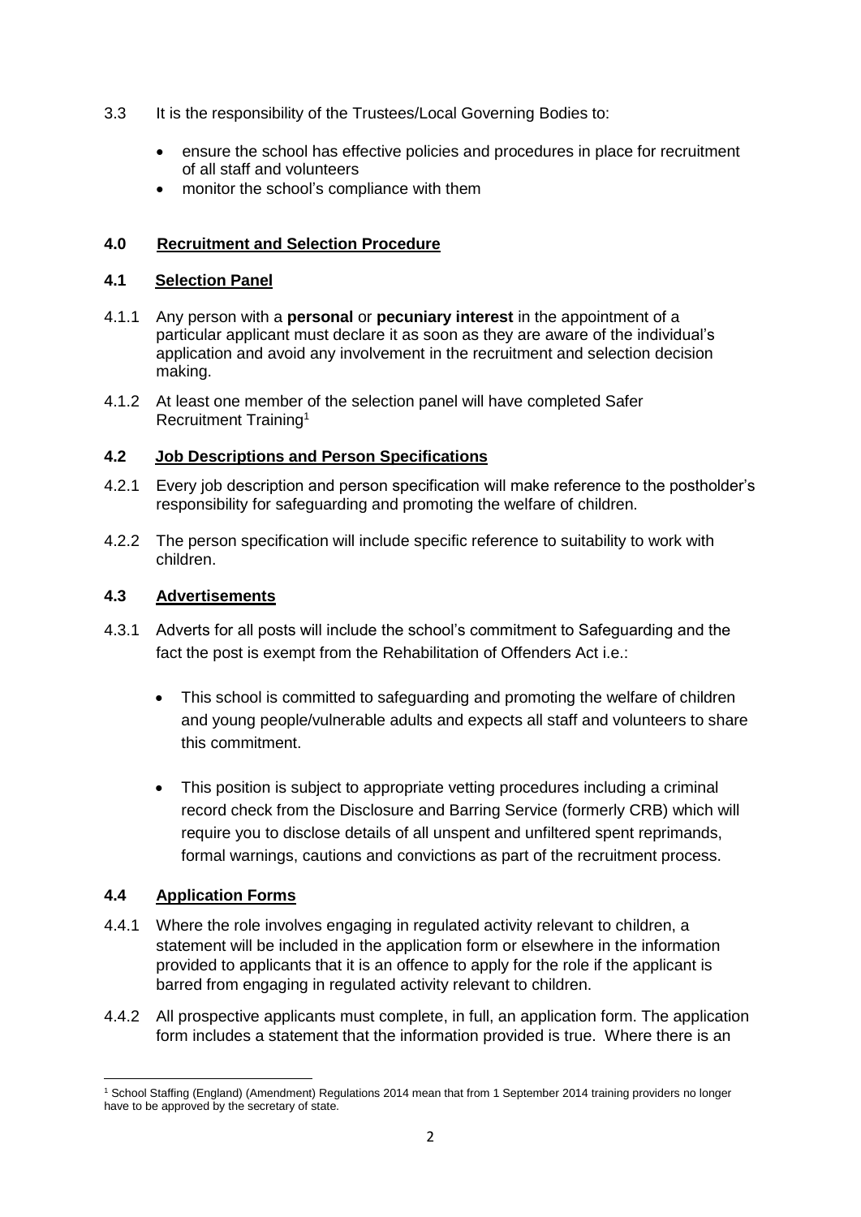3.3 It is the responsibility of the Trustees/Local Governing Bodies to:

- ensure the school has effective policies and procedures in place for recruitment of all staff and volunteers
- monitor the school's compliance with them

## 4.0 Recruitment and Selection Procedure

### 4.1 Selection Panel

4.1.1 Any person with a **personal** or **pecuniary interest** in the appointment of a particular applicant must declare it as soon as they are aware of the individual's application and avoid any involvement in the recruitment and selection decision making.

4.1.2 At least one member of the selection panel will have completed Safer Recruitment Training[1]

### 4.2 Job Descriptions and Person Specifications

4.2.1 Every job description and person specification will make reference to the postholder's responsibility for safeguarding and promoting the welfare of children.

4.2.2 The person specification will include specific reference to suitability to work with children.

### 4.3 Advertisements

4.3.1 Adverts for all posts will include the school's commitment to Safeguarding and the fact the post is exempt from the Rehabilitation of Offenders Act i.e.:

- This school is committed to safeguarding and promoting the welfare of children and young people/vulnerable adults and expects all staff and volunteers to share this commitment.

- This position is subject to appropriate vetting procedures including a criminal record check from the Disclosure and Barring Service (formerly CRB) which will require you to disclose details of all unspent and unfiltered spent reprimands, formal warnings, cautions and convictions as part of the recruitment process.

### 4.4 Application Forms

4.4.1 Where the role involves engaging in regulated activity relevant to children, a statement will be included in the application form or elsewhere in the information provided to applicants that it is an offence to apply for the role if the applicant is barred from engaging in regulated activity relevant to children.

4.4.2 All prospective applicants must complete, in full, an application form. The application form includes a statement that the information provided is true. Where there is an

[1] School Staffing (England) (Amendment) Regulations 2014 mean that from 1 September 2014 training providers no longer have to be approved by the secretary of state.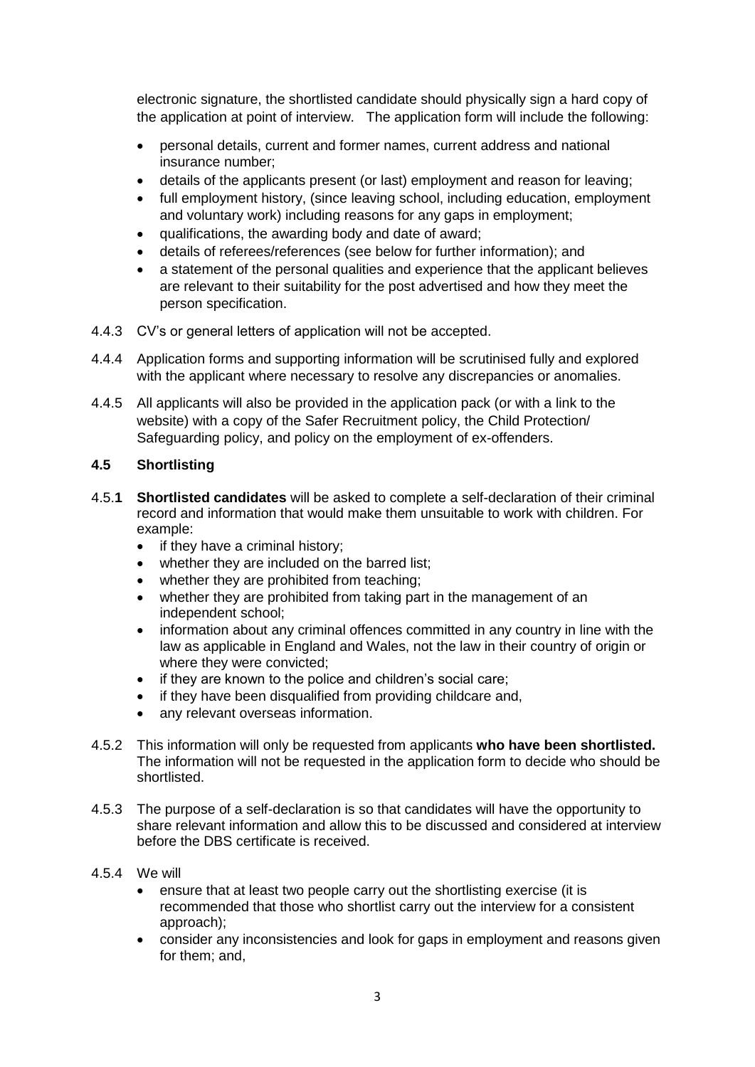electronic signature, the shortlisted candidate should physically sign a hard copy of the application at point of interview. The application form will include the following:

- personal details, current and former names, current address and national insurance number;
- details of the applicants present (or last) employment and reason for leaving;
- full employment history, (since leaving school, including education, employment and voluntary work) including reasons for any gaps in employment;
- qualifications, the awarding body and date of award;
- details of referees/references (see below for further information); and
- a statement of the personal qualities and experience that the applicant believes are relevant to their suitability for the post advertised and how they meet the person specification.

4.4.3 CV's or general letters of application will not be accepted.

4.4.4 Application forms and supporting information will be scrutinised fully and explored with the applicant where necessary to resolve any discrepancies or anomalies.

4.4.5 All applicants will also be provided in the application pack (or with a link to the website) with a copy of the Safer Recruitment policy, the Child Protection/ Safeguarding policy, and policy on the employment of ex-offenders.

### 4.5 Shortlisting

4.5.**1** **Shortlisted candidates** will be asked to complete a self-declaration of their criminal record and information that would make them unsuitable to work with children. For example:

- if they have a criminal history;
- whether they are included on the barred list;
- whether they are prohibited from teaching;
- whether they are prohibited from taking part in the management of an independent school;
- information about any criminal offences committed in any country in line with the law as applicable in England and Wales, not the law in their country of origin or where they were convicted;
- if they are known to the police and children's social care;
- if they have been disqualified from providing childcare and,
- any relevant overseas information.

4.5.2 This information will only be requested from applicants **who have been shortlisted.** The information will not be requested in the application form to decide who should be shortlisted.

4.5.3 The purpose of a self-declaration is so that candidates will have the opportunity to share relevant information and allow this to be discussed and considered at interview before the DBS certificate is received.

4.5.4 We will

- ensure that at least two people carry out the shortlisting exercise (it is recommended that those who shortlist carry out the interview for a consistent approach);
- consider any inconsistencies and look for gaps in employment and reasons given for them; and,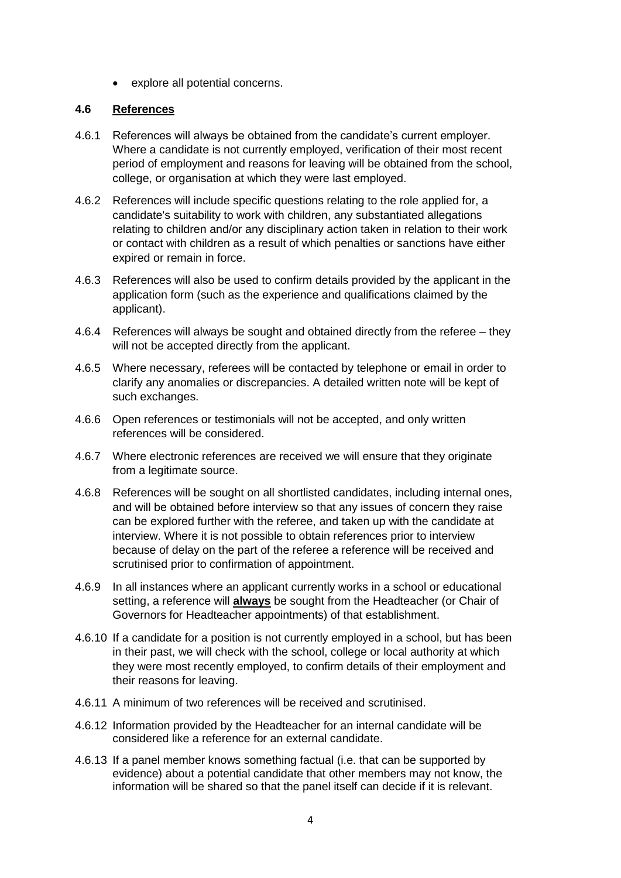- explore all potential concerns.

### 4.6 References

4.6.1 References will always be obtained from the candidate's current employer. Where a candidate is not currently employed, verification of their most recent period of employment and reasons for leaving will be obtained from the school, college, or organisation at which they were last employed.

4.6.2 References will include specific questions relating to the role applied for, a candidate's suitability to work with children, any substantiated allegations relating to children and/or any disciplinary action taken in relation to their work or contact with children as a result of which penalties or sanctions have either expired or remain in force.

4.6.3 References will also be used to confirm details provided by the applicant in the application form (such as the experience and qualifications claimed by the applicant).

4.6.4 References will always be sought and obtained directly from the referee – they will not be accepted directly from the applicant.

4.6.5 Where necessary, referees will be contacted by telephone or email in order to clarify any anomalies or discrepancies. A detailed written note will be kept of such exchanges.

4.6.6 Open references or testimonials will not be accepted, and only written references will be considered.

4.6.7 Where electronic references are received we will ensure that they originate from a legitimate source.

4.6.8 References will be sought on all shortlisted candidates, including internal ones, and will be obtained before interview so that any issues of concern they raise can be explored further with the referee, and taken up with the candidate at interview. Where it is not possible to obtain references prior to interview because of delay on the part of the referee a reference will be received and scrutinised prior to confirmation of appointment.

4.6.9 In all instances where an applicant currently works in a school or educational setting, a reference will **always** be sought from the Headteacher (or Chair of Governors for Headteacher appointments) of that establishment.

4.6.10 If a candidate for a position is not currently employed in a school, but has been in their past, we will check with the school, college or local authority at which they were most recently employed, to confirm details of their employment and their reasons for leaving.

4.6.11 A minimum of two references will be received and scrutinised.

4.6.12 Information provided by the Headteacher for an internal candidate will be considered like a reference for an external candidate.

4.6.13 If a panel member knows something factual (i.e. that can be supported by evidence) about a potential candidate that other members may not know, the information will be shared so that the panel itself can decide if it is relevant.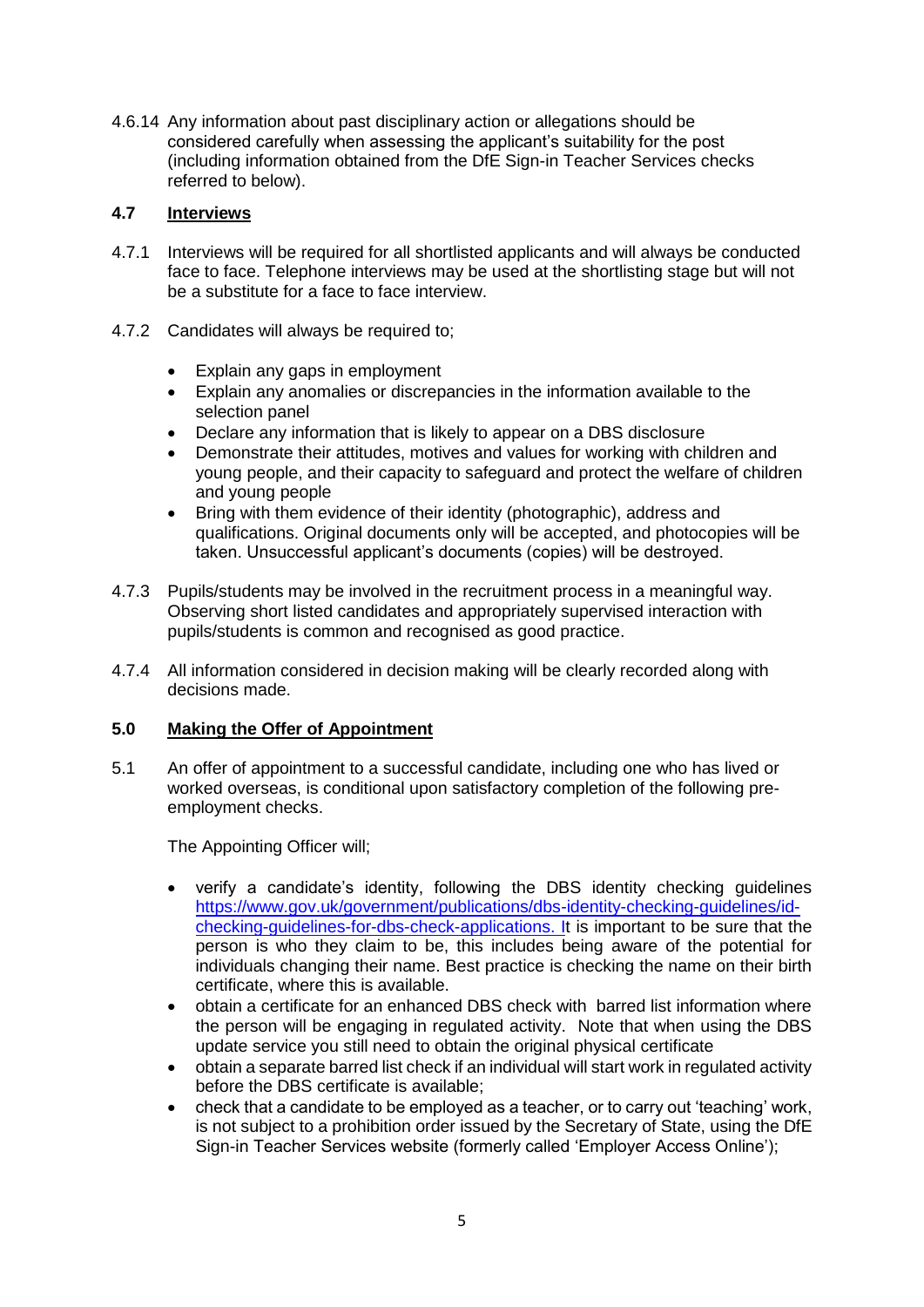4.6.14 Any information about past disciplinary action or allegations should be considered carefully when assessing the applicant's suitability for the post (including information obtained from the DfE Sign-in Teacher Services checks referred to below).

## 4.7 Interviews

4.7.1 Interviews will be required for all shortlisted applicants and will always be conducted face to face. Telephone interviews may be used at the shortlisting stage but will not be a substitute for a face to face interview.

4.7.2 Candidates will always be required to;

- Explain any gaps in employment
- Explain any anomalies or discrepancies in the information available to the selection panel
- Declare any information that is likely to appear on a DBS disclosure
- Demonstrate their attitudes, motives and values for working with children and young people, and their capacity to safeguard and protect the welfare of children and young people
- Bring with them evidence of their identity (photographic), address and qualifications. Original documents only will be accepted, and photocopies will be taken. Unsuccessful applicant's documents (copies) will be destroyed.

4.7.3 Pupils/students may be involved in the recruitment process in a meaningful way. Observing short listed candidates and appropriately supervised interaction with pupils/students is common and recognised as good practice.

4.7.4 All information considered in decision making will be clearly recorded along with decisions made.

## 5.0 Making the Offer of Appointment

5.1 An offer of appointment to a successful candidate, including one who has lived or worked overseas, is conditional upon satisfactory completion of the following pre-employment checks.

The Appointing Officer will;

- verify a candidate's identity, following the DBS identity checking guidelines https://www.gov.uk/government/publications/dbs-identity-checking-guidelines/id-checking-guidelines-for-dbs-check-applications. It is important to be sure that the person is who they claim to be, this includes being aware of the potential for individuals changing their name. Best practice is checking the name on their birth certificate, where this is available.
- obtain a certificate for an enhanced DBS check with barred list information where the person will be engaging in regulated activity. Note that when using the DBS update service you still need to obtain the original physical certificate
- obtain a separate barred list check if an individual will start work in regulated activity before the DBS certificate is available;
- check that a candidate to be employed as a teacher, or to carry out 'teaching' work, is not subject to a prohibition order issued by the Secretary of State, using the DfE Sign-in Teacher Services website (formerly called 'Employer Access Online');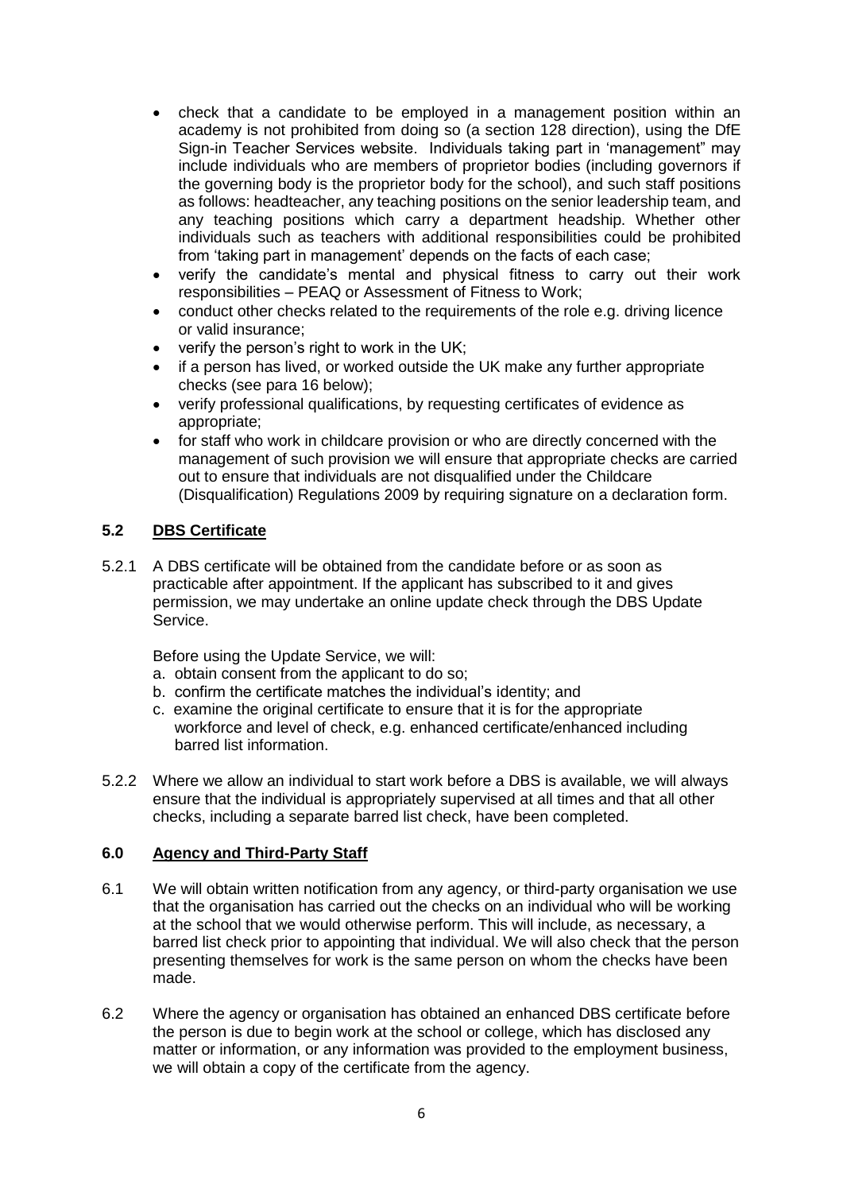- check that a candidate to be employed in a management position within an academy is not prohibited from doing so (a section 128 direction), using the DfE Sign-in Teacher Services website. Individuals taking part in 'management" may include individuals who are members of proprietor bodies (including governors if the governing body is the proprietor body for the school), and such staff positions as follows: headteacher, any teaching positions on the senior leadership team, and any teaching positions which carry a department headship. Whether other individuals such as teachers with additional responsibilities could be prohibited from 'taking part in management' depends on the facts of each case;
- verify the candidate's mental and physical fitness to carry out their work responsibilities – PEAQ or Assessment of Fitness to Work;
- conduct other checks related to the requirements of the role e.g. driving licence or valid insurance;
- verify the person's right to work in the UK;
- if a person has lived, or worked outside the UK make any further appropriate checks (see para 16 below);
- verify professional qualifications, by requesting certificates of evidence as appropriate;
- for staff who work in childcare provision or who are directly concerned with the management of such provision we will ensure that appropriate checks are carried out to ensure that individuals are not disqualified under the Childcare (Disqualification) Regulations 2009 by requiring signature on a declaration form.

### 5.2 DBS Certificate

5.2.1 A DBS certificate will be obtained from the candidate before or as soon as practicable after appointment. If the applicant has subscribed to it and gives permission, we may undertake an online update check through the DBS Update Service.

Before using the Update Service, we will:

a. obtain consent from the applicant to do so;
b. confirm the certificate matches the individual's identity; and
c. examine the original certificate to ensure that it is for the appropriate workforce and level of check, e.g. enhanced certificate/enhanced including barred list information.

5.2.2 Where we allow an individual to start work before a DBS is available, we will always ensure that the individual is appropriately supervised at all times and that all other checks, including a separate barred list check, have been completed.

## 6.0 Agency and Third-Party Staff

6.1 We will obtain written notification from any agency, or third-party organisation we use that the organisation has carried out the checks on an individual who will be working at the school that we would otherwise perform. This will include, as necessary, a barred list check prior to appointing that individual. We will also check that the person presenting themselves for work is the same person on whom the checks have been made.

6.2 Where the agency or organisation has obtained an enhanced DBS certificate before the person is due to begin work at the school or college, which has disclosed any matter or information, or any information was provided to the employment business, we will obtain a copy of the certificate from the agency.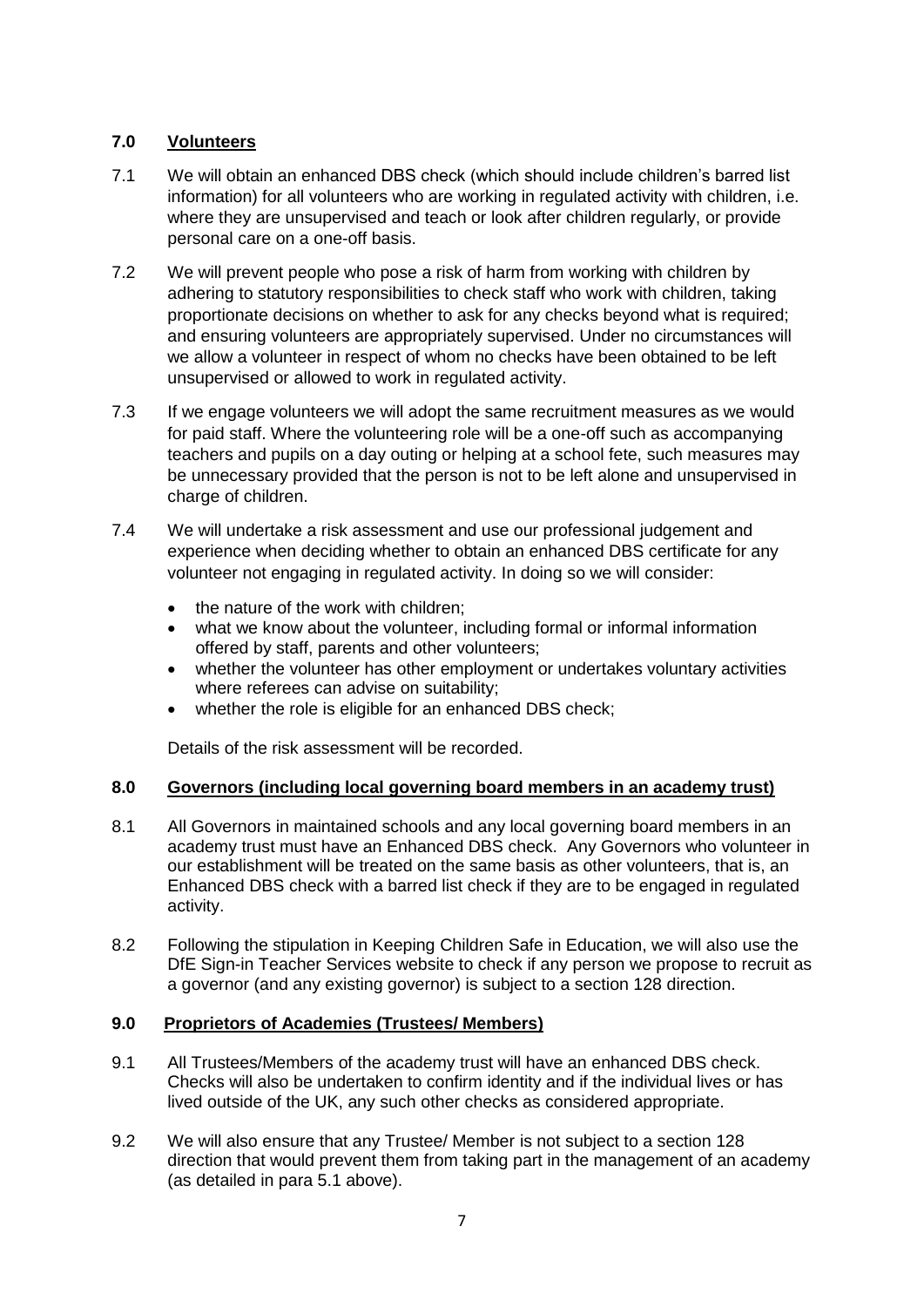## 7.0 Volunteers

7.1 We will obtain an enhanced DBS check (which should include children's barred list information) for all volunteers who are working in regulated activity with children, i.e. where they are unsupervised and teach or look after children regularly, or provide personal care on a one-off basis.

7.2 We will prevent people who pose a risk of harm from working with children by adhering to statutory responsibilities to check staff who work with children, taking proportionate decisions on whether to ask for any checks beyond what is required; and ensuring volunteers are appropriately supervised. Under no circumstances will we allow a volunteer in respect of whom no checks have been obtained to be left unsupervised or allowed to work in regulated activity.

7.3 If we engage volunteers we will adopt the same recruitment measures as we would for paid staff. Where the volunteering role will be a one-off such as accompanying teachers and pupils on a day outing or helping at a school fete, such measures may be unnecessary provided that the person is not to be left alone and unsupervised in charge of children.

7.4 We will undertake a risk assessment and use our professional judgement and experience when deciding whether to obtain an enhanced DBS certificate for any volunteer not engaging in regulated activity. In doing so we will consider:

- the nature of the work with children;
- what we know about the volunteer, including formal or informal information offered by staff, parents and other volunteers;
- whether the volunteer has other employment or undertakes voluntary activities where referees can advise on suitability;
- whether the role is eligible for an enhanced DBS check;

Details of the risk assessment will be recorded.

## 8.0 Governors (including local governing board members in an academy trust)

8.1 All Governors in maintained schools and any local governing board members in an academy trust must have an Enhanced DBS check. Any Governors who volunteer in our establishment will be treated on the same basis as other volunteers, that is, an Enhanced DBS check with a barred list check if they are to be engaged in regulated activity.

8.2 Following the stipulation in Keeping Children Safe in Education, we will also use the DfE Sign-in Teacher Services website to check if any person we propose to recruit as a governor (and any existing governor) is subject to a section 128 direction.

## 9.0 Proprietors of Academies (Trustees/ Members)

9.1 All Trustees/Members of the academy trust will have an enhanced DBS check. Checks will also be undertaken to confirm identity and if the individual lives or has lived outside of the UK, any such other checks as considered appropriate.

9.2 We will also ensure that any Trustee/ Member is not subject to a section 128 direction that would prevent them from taking part in the management of an academy (as detailed in para 5.1 above).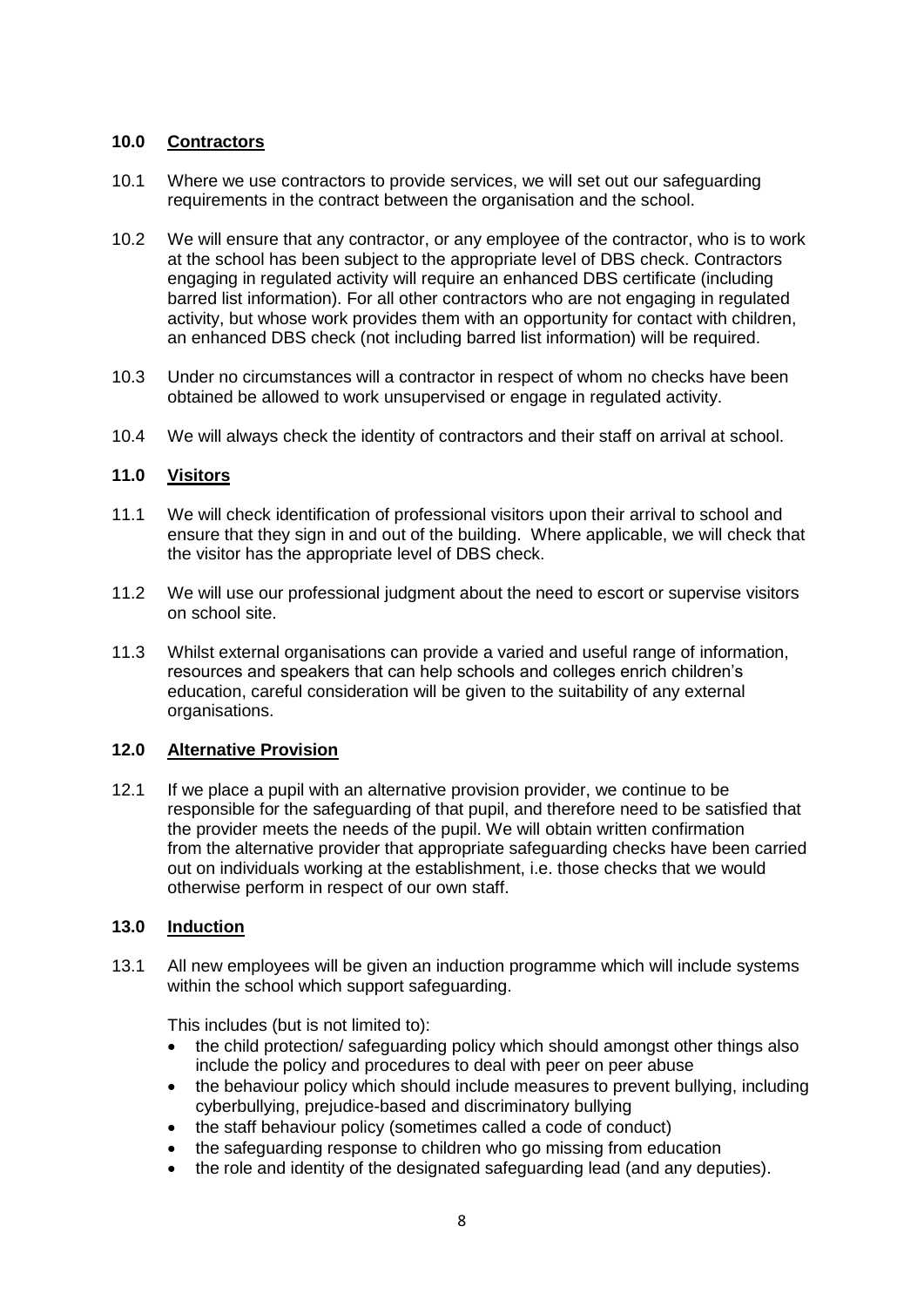## 10.0 Contractors

10.1 Where we use contractors to provide services, we will set out our safeguarding requirements in the contract between the organisation and the school.

10.2 We will ensure that any contractor, or any employee of the contractor, who is to work at the school has been subject to the appropriate level of DBS check. Contractors engaging in regulated activity will require an enhanced DBS certificate (including barred list information). For all other contractors who are not engaging in regulated activity, but whose work provides them with an opportunity for contact with children, an enhanced DBS check (not including barred list information) will be required.

10.3 Under no circumstances will a contractor in respect of whom no checks have been obtained be allowed to work unsupervised or engage in regulated activity.

10.4 We will always check the identity of contractors and their staff on arrival at school.

## 11.0 Visitors

11.1 We will check identification of professional visitors upon their arrival to school and ensure that they sign in and out of the building. Where applicable, we will check that the visitor has the appropriate level of DBS check.

11.2 We will use our professional judgment about the need to escort or supervise visitors on school site.

11.3 Whilst external organisations can provide a varied and useful range of information, resources and speakers that can help schools and colleges enrich children's education, careful consideration will be given to the suitability of any external organisations.

## 12.0 Alternative Provision

12.1 If we place a pupil with an alternative provision provider, we continue to be responsible for the safeguarding of that pupil, and therefore need to be satisfied that the provider meets the needs of the pupil. We will obtain written confirmation from the alternative provider that appropriate safeguarding checks have been carried out on individuals working at the establishment, i.e. those checks that we would otherwise perform in respect of our own staff.

## 13.0 Induction

13.1 All new employees will be given an induction programme which will include systems within the school which support safeguarding.

This includes (but is not limited to):

- the child protection/ safeguarding policy which should amongst other things also include the policy and procedures to deal with peer on peer abuse
- the behaviour policy which should include measures to prevent bullying, including cyberbullying, prejudice-based and discriminatory bullying
- the staff behaviour policy (sometimes called a code of conduct)
- the safeguarding response to children who go missing from education
- the role and identity of the designated safeguarding lead (and any deputies).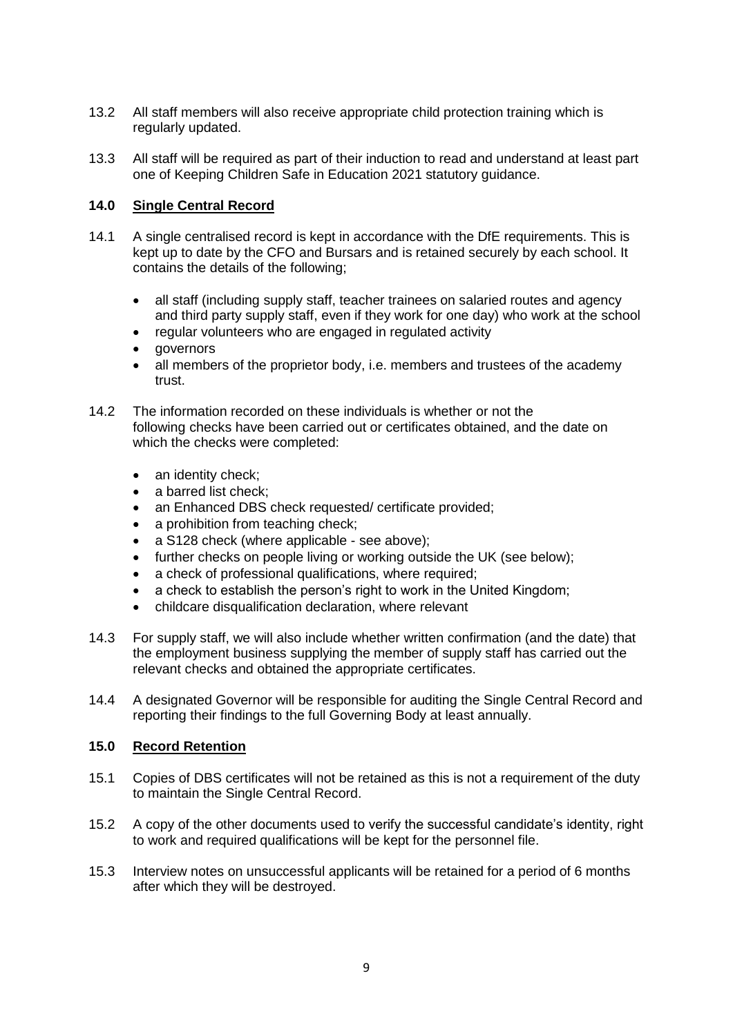13.2 All staff members will also receive appropriate child protection training which is regularly updated.

13.3 All staff will be required as part of their induction to read and understand at least part one of Keeping Children Safe in Education 2021 statutory guidance.

## 14.0 Single Central Record

14.1 A single centralised record is kept in accordance with the DfE requirements. This is kept up to date by the CFO and Bursars and is retained securely by each school. It contains the details of the following;

- all staff (including supply staff, teacher trainees on salaried routes and agency and third party supply staff, even if they work for one day) who work at the school
- regular volunteers who are engaged in regulated activity
- governors
- all members of the proprietor body, i.e. members and trustees of the academy trust.

14.2 The information recorded on these individuals is whether or not the following checks have been carried out or certificates obtained, and the date on which the checks were completed:

- an identity check;
- a barred list check;
- an Enhanced DBS check requested/ certificate provided;
- a prohibition from teaching check;
- a S128 check (where applicable - see above);
- further checks on people living or working outside the UK (see below);
- a check of professional qualifications, where required;
- a check to establish the person's right to work in the United Kingdom;
- childcare disqualification declaration, where relevant

14.3 For supply staff, we will also include whether written confirmation (and the date) that the employment business supplying the member of supply staff has carried out the relevant checks and obtained the appropriate certificates.

14.4 A designated Governor will be responsible for auditing the Single Central Record and reporting their findings to the full Governing Body at least annually.

## 15.0 Record Retention

15.1 Copies of DBS certificates will not be retained as this is not a requirement of the duty to maintain the Single Central Record.

15.2 A copy of the other documents used to verify the successful candidate's identity, right to work and required qualifications will be kept for the personnel file.

15.3 Interview notes on unsuccessful applicants will be retained for a period of 6 months after which they will be destroyed.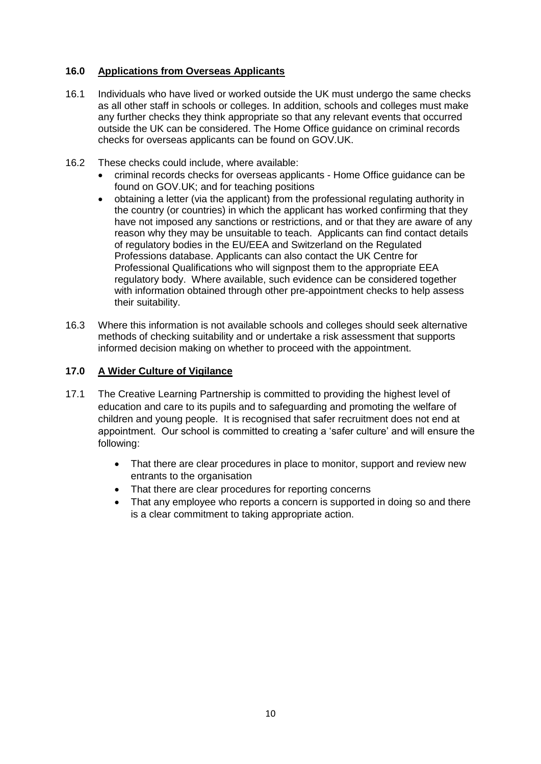## 16.0 Applications from Overseas Applicants

16.1 Individuals who have lived or worked outside the UK must undergo the same checks as all other staff in schools or colleges. In addition, schools and colleges must make any further checks they think appropriate so that any relevant events that occurred outside the UK can be considered. The Home Office guidance on criminal records checks for overseas applicants can be found on GOV.UK.

16.2 These checks could include, where available:

- criminal records checks for overseas applicants - Home Office guidance can be found on GOV.UK; and for teaching positions
- obtaining a letter (via the applicant) from the professional regulating authority in the country (or countries) in which the applicant has worked confirming that they have not imposed any sanctions or restrictions, and or that they are aware of any reason why they may be unsuitable to teach. Applicants can find contact details of regulatory bodies in the EU/EEA and Switzerland on the Regulated Professions database. Applicants can also contact the UK Centre for Professional Qualifications who will signpost them to the appropriate EEA regulatory body. Where available, such evidence can be considered together with information obtained through other pre-appointment checks to help assess their suitability.

16.3 Where this information is not available schools and colleges should seek alternative methods of checking suitability and or undertake a risk assessment that supports informed decision making on whether to proceed with the appointment.

## 17.0 A Wider Culture of Vigilance

17.1 The Creative Learning Partnership is committed to providing the highest level of education and care to its pupils and to safeguarding and promoting the welfare of children and young people. It is recognised that safer recruitment does not end at appointment. Our school is committed to creating a 'safer culture' and will ensure the following:

- That there are clear procedures in place to monitor, support and review new entrants to the organisation
- That there are clear procedures for reporting concerns
- That any employee who reports a concern is supported in doing so and there is a clear commitment to taking appropriate action.